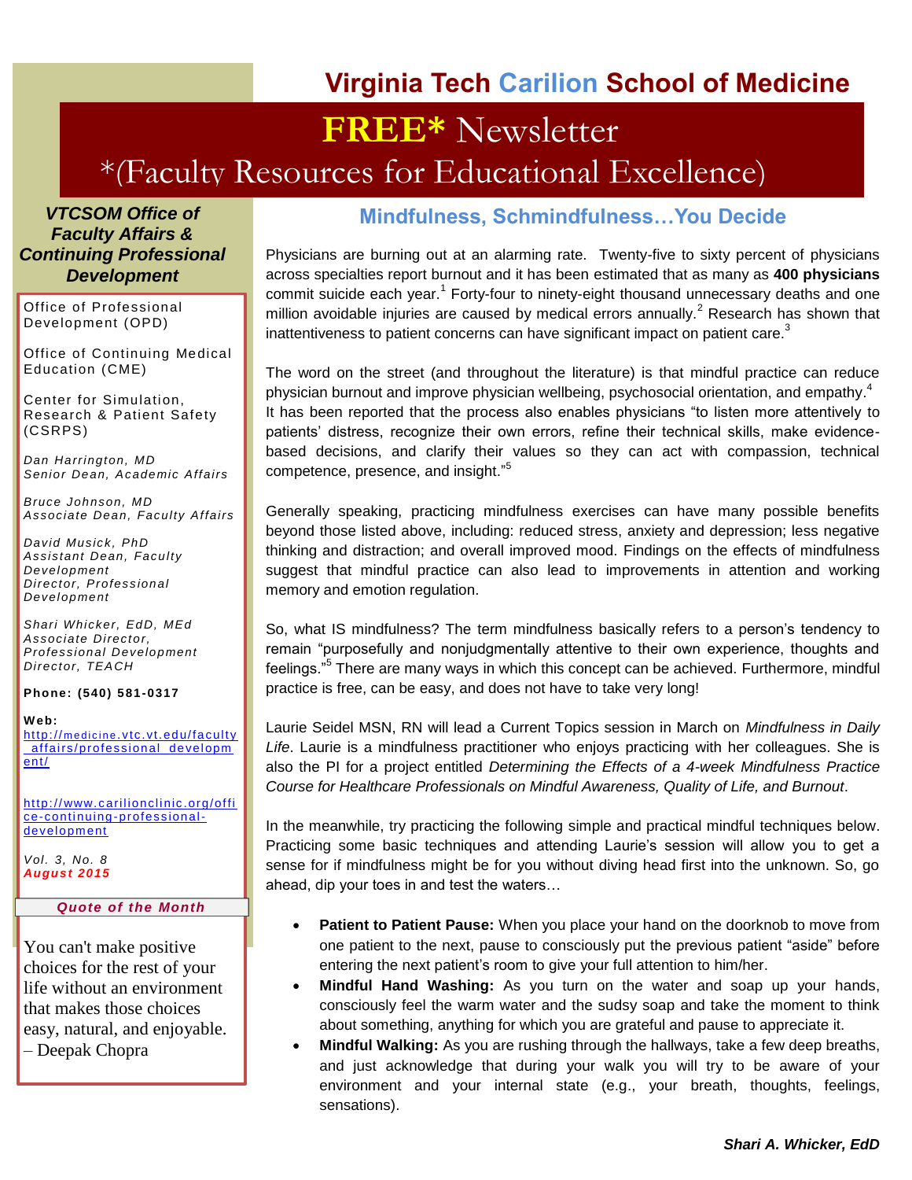# Virginia Tech Carilion School of Medicine

# FREE* Newsletter

## *(Faculty Resources for Educational Excellence)

***VTCSOM Office of Faculty Affairs & Continuing Professional Development***

Office of Professional Development (OPD)

Office of Continuing Medical Education (CME)

Center for Simulation, Research & Patient Safety (CSRPS)

*Dan Harrington, MD*
*Senior Dean, Academic Affairs*

*Bruce Johnson, MD*
*Associate Dean, Faculty Affairs*

*David Musick, PhD*
*Assistant Dean, Faculty Development*
*Director, Professional Development*

*Shari Whicker, EdD, MEd*
*Associate Director, Professional Development*
*Director, TEACH*

**Phone: (540) 581-0317**

**Web:**
http://medicine.vtc.vt.edu/faculty_affairs/professional_development/

http://www.carilionclinic.org/office-continuing-professional-development

*Vol. 3, No. 8*
***August 2015***

***Quote of the Month***

You can't make positive choices for the rest of your life without an environment that makes those choices easy, natural, and enjoyable.
– Deepak Chopra

## Mindfulness, Schmindfulness…You Decide

Physicians are burning out at an alarming rate. Twenty-five to sixty percent of physicians across specialties report burnout and it has been estimated that as many as **400 physicians** commit suicide each year.[1] Forty-four to ninety-eight thousand unnecessary deaths and one million avoidable injuries are caused by medical errors annually.[2] Research has shown that inattentiveness to patient concerns can have significant impact on patient care.[3]

The word on the street (and throughout the literature) is that mindful practice can reduce physician burnout and improve physician wellbeing, psychosocial orientation, and empathy.[4] It has been reported that the process also enables physicians "to listen more attentively to patients' distress, recognize their own errors, refine their technical skills, make evidence-based decisions, and clarify their values so they can act with compassion, technical competence, presence, and insight."[5]

Generally speaking, practicing mindfulness exercises can have many possible benefits beyond those listed above, including: reduced stress, anxiety and depression; less negative thinking and distraction; and overall improved mood. Findings on the effects of mindfulness suggest that mindful practice can also lead to improvements in attention and working memory and emotion regulation.

So, what IS mindfulness? The term mindfulness basically refers to a person's tendency to remain "purposefully and nonjudgmentally attentive to their own experience, thoughts and feelings."[5] There are many ways in which this concept can be achieved. Furthermore, mindful practice is free, can be easy, and does not have to take very long!

Laurie Seidel MSN, RN will lead a Current Topics session in March on *Mindfulness in Daily Life*. Laurie is a mindfulness practitioner who enjoys practicing with her colleagues. She is also the PI for a project entitled *Determining the Effects of a 4-week Mindfulness Practice Course for Healthcare Professionals on Mindful Awareness, Quality of Life, and Burnout*.

In the meanwhile, try practicing the following simple and practical mindful techniques below. Practicing some basic techniques and attending Laurie's session will allow you to get a sense for if mindfulness might be for you without diving head first into the unknown. So, go ahead, dip your toes in and test the waters…

- **Patient to Patient Pause:** When you place your hand on the doorknob to move from one patient to the next, pause to consciously put the previous patient "aside" before entering the next patient's room to give your full attention to him/her.
- **Mindful Hand Washing:** As you turn on the water and soap up your hands, consciously feel the warm water and the sudsy soap and take the moment to think about something, anything for which you are grateful and pause to appreciate it.
- **Mindful Walking:** As you are rushing through the hallways, take a few deep breaths, and just acknowledge that during your walk you will try to be aware of your environment and your internal state (e.g., your breath, thoughts, feelings, sensations).

***Shari A. Whicker, EdD***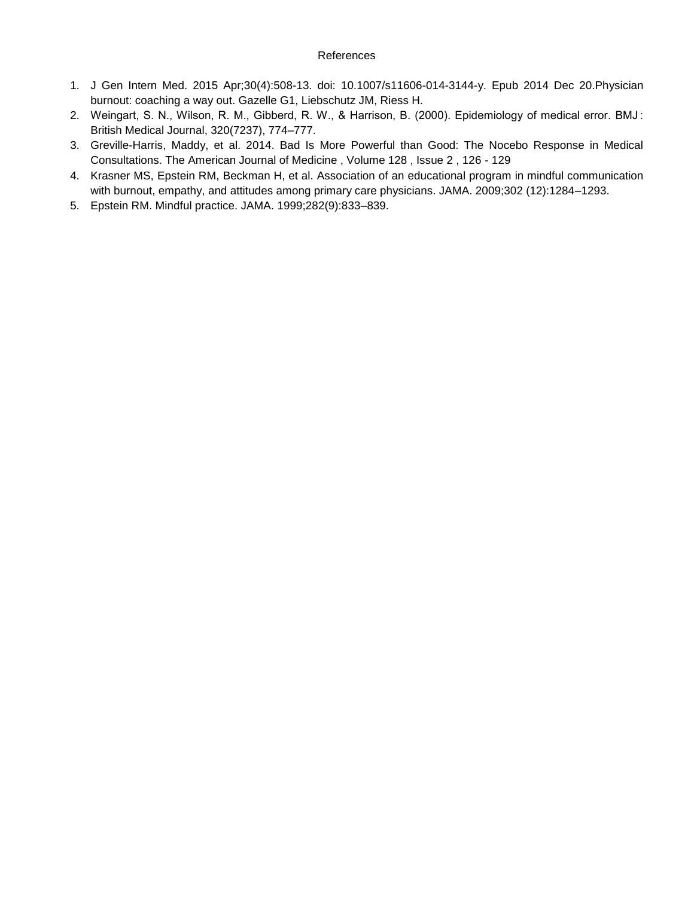References

1. J Gen Intern Med. 2015 Apr;30(4):508-13. doi: 10.1007/s11606-014-3144-y. Epub 2014 Dec 20.Physician burnout: coaching a way out. Gazelle G1, Liebschutz JM, Riess H.
2. Weingart, S. N., Wilson, R. M., Gibberd, R. W., & Harrison, B. (2000). Epidemiology of medical error. BMJ : British Medical Journal, 320(7237), 774–777.
3. Greville-Harris, Maddy, et al. 2014. Bad Is More Powerful than Good: The Nocebo Response in Medical Consultations. The American Journal of Medicine , Volume 128 , Issue 2 , 126 - 129
4. Krasner MS, Epstein RM, Beckman H, et al. Association of an educational program in mindful communication with burnout, empathy, and attitudes among primary care physicians. JAMA. 2009;302 (12):1284–1293.
5. Epstein RM. Mindful practice. JAMA. 1999;282(9):833–839.